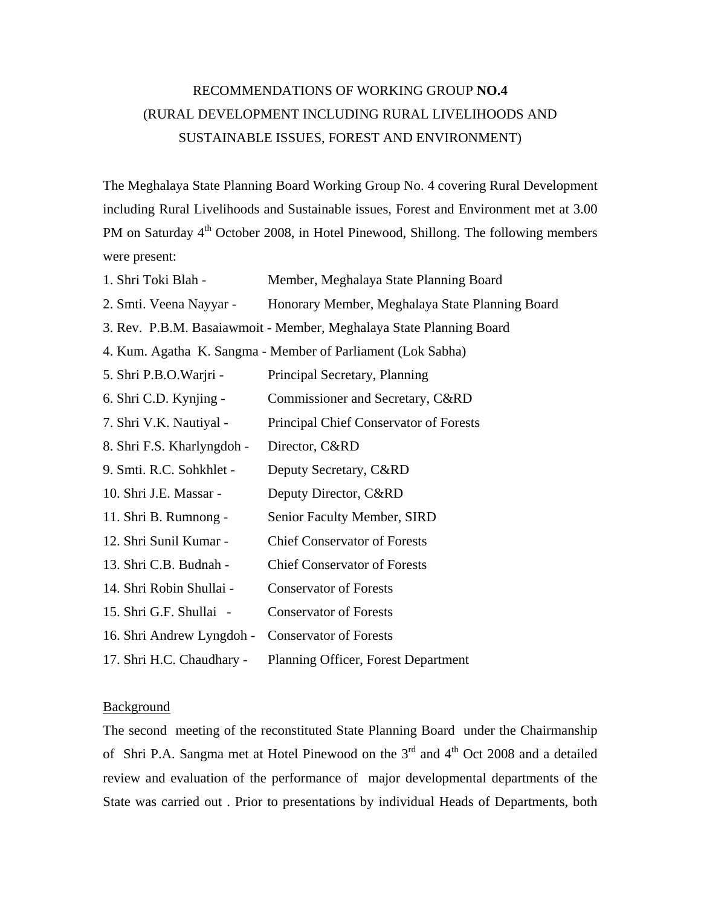# RECOMMENDATIONS OF WORKING GROUP **NO.4**
## (RURAL DEVELOPMENT INCLUDING RURAL LIVELIHOODS AND SUSTAINABLE ISSUES, FOREST AND ENVIRONMENT)

The Meghalaya State Planning Board Working Group No. 4 covering Rural Development including Rural Livelihoods and Sustainable issues, Forest and Environment met at 3.00 PM on Saturday 4th October 2008, in Hotel Pinewood, Shillong. The following members were present:

1. Shri Toki Blah - Member, Meghalaya State Planning Board
2. Smti. Veena Nayyar - Honorary Member, Meghalaya State Planning Board
3. Rev. P.B.M. Basaiawmoit - Member, Meghalaya State Planning Board
4. Kum. Agatha K. Sangma - Member of Parliament (Lok Sabha)
5. Shri P.B.O.Warjri - Principal Secretary, Planning
6. Shri C.D. Kynjing - Commissioner and Secretary, C&RD
7. Shri V.K. Nautiyal - Principal Chief Conservator of Forests
8. Shri F.S. Kharlyngdoh - Director, C&RD
9. Smti. R.C. Sohkhlet - Deputy Secretary, C&RD
10. Shri J.E. Massar - Deputy Director, C&RD
11. Shri B. Rumnong - Senior Faculty Member, SIRD
12. Shri Sunil Kumar - Chief Conservator of Forests
13. Shri C.B. Budnah - Chief Conservator of Forests
14. Shri Robin Shullai - Conservator of Forests
15. Shri G.F. Shullai - Conservator of Forests
16. Shri Andrew Lyngdoh - Conservator of Forests
17. Shri H.C. Chaudhary - Planning Officer, Forest Department

<u>Background</u>

The second meeting of the reconstituted State Planning Board under the Chairmanship of Shri P.A. Sangma met at Hotel Pinewood on the 3rd and 4th Oct 2008 and a detailed review and evaluation of the performance of major developmental departments of the State was carried out . Prior to presentations by individual Heads of Departments, both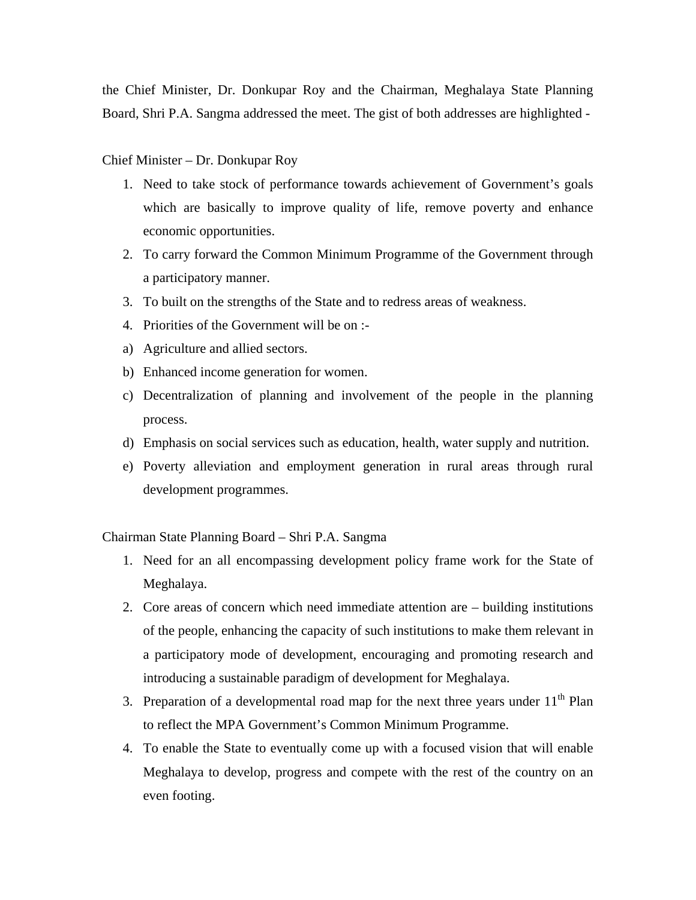the Chief Minister, Dr. Donkupar Roy and the Chairman, Meghalaya State Planning Board, Shri P.A. Sangma addressed the meet. The gist of both addresses are highlighted -

Chief Minister – Dr. Donkupar Roy

1. Need to take stock of performance towards achievement of Government's goals which are basically to improve quality of life, remove poverty and enhance economic opportunities.
2. To carry forward the Common Minimum Programme of the Government through a participatory manner.
3. To built on the strengths of the State and to redress areas of weakness.
4. Priorities of the Government will be on :-

a) Agriculture and allied sectors.

b) Enhanced income generation for women.

c) Decentralization of planning and involvement of the people in the planning process.

d) Emphasis on social services such as education, health, water supply and nutrition.

e) Poverty alleviation and employment generation in rural areas through rural development programmes.

Chairman State Planning Board – Shri P.A. Sangma

1. Need for an all encompassing development policy frame work for the State of Meghalaya.
2. Core areas of concern which need immediate attention are – building institutions of the people, enhancing the capacity of such institutions to make them relevant in a participatory mode of development, encouraging and promoting research and introducing a sustainable paradigm of development for Meghalaya.
3. Preparation of a developmental road map for the next three years under 11th Plan to reflect the MPA Government's Common Minimum Programme.
4. To enable the State to eventually come up with a focused vision that will enable Meghalaya to develop, progress and compete with the rest of the country on an even footing.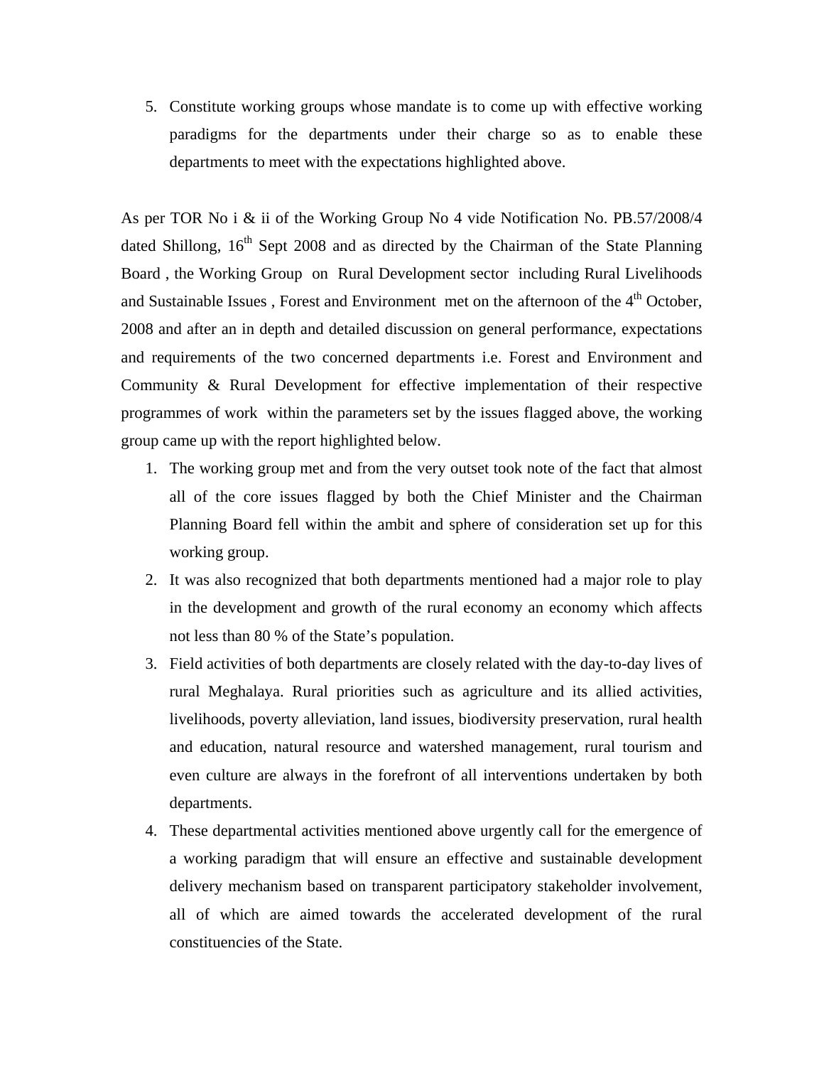5. Constitute working groups whose mandate is to come up with effective working paradigms for the departments under their charge so as to enable these departments to meet with the expectations highlighted above.

As per TOR No i & ii of the Working Group No 4 vide Notification No. PB.57/2008/4 dated Shillong, 16th Sept 2008 and as directed by the Chairman of the State Planning Board , the Working Group on Rural Development sector including Rural Livelihoods and Sustainable Issues , Forest and Environment met on the afternoon of the 4th October, 2008 and after an in depth and detailed discussion on general performance, expectations and requirements of the two concerned departments i.e. Forest and Environment and Community & Rural Development for effective implementation of their respective programmes of work within the parameters set by the issues flagged above, the working group came up with the report highlighted below.

1. The working group met and from the very outset took note of the fact that almost all of the core issues flagged by both the Chief Minister and the Chairman Planning Board fell within the ambit and sphere of consideration set up for this working group.
2. It was also recognized that both departments mentioned had a major role to play in the development and growth of the rural economy an economy which affects not less than 80 % of the State's population.
3. Field activities of both departments are closely related with the day-to-day lives of rural Meghalaya. Rural priorities such as agriculture and its allied activities, livelihoods, poverty alleviation, land issues, biodiversity preservation, rural health and education, natural resource and watershed management, rural tourism and even culture are always in the forefront of all interventions undertaken by both departments.
4. These departmental activities mentioned above urgently call for the emergence of a working paradigm that will ensure an effective and sustainable development delivery mechanism based on transparent participatory stakeholder involvement, all of which are aimed towards the accelerated development of the rural constituencies of the State.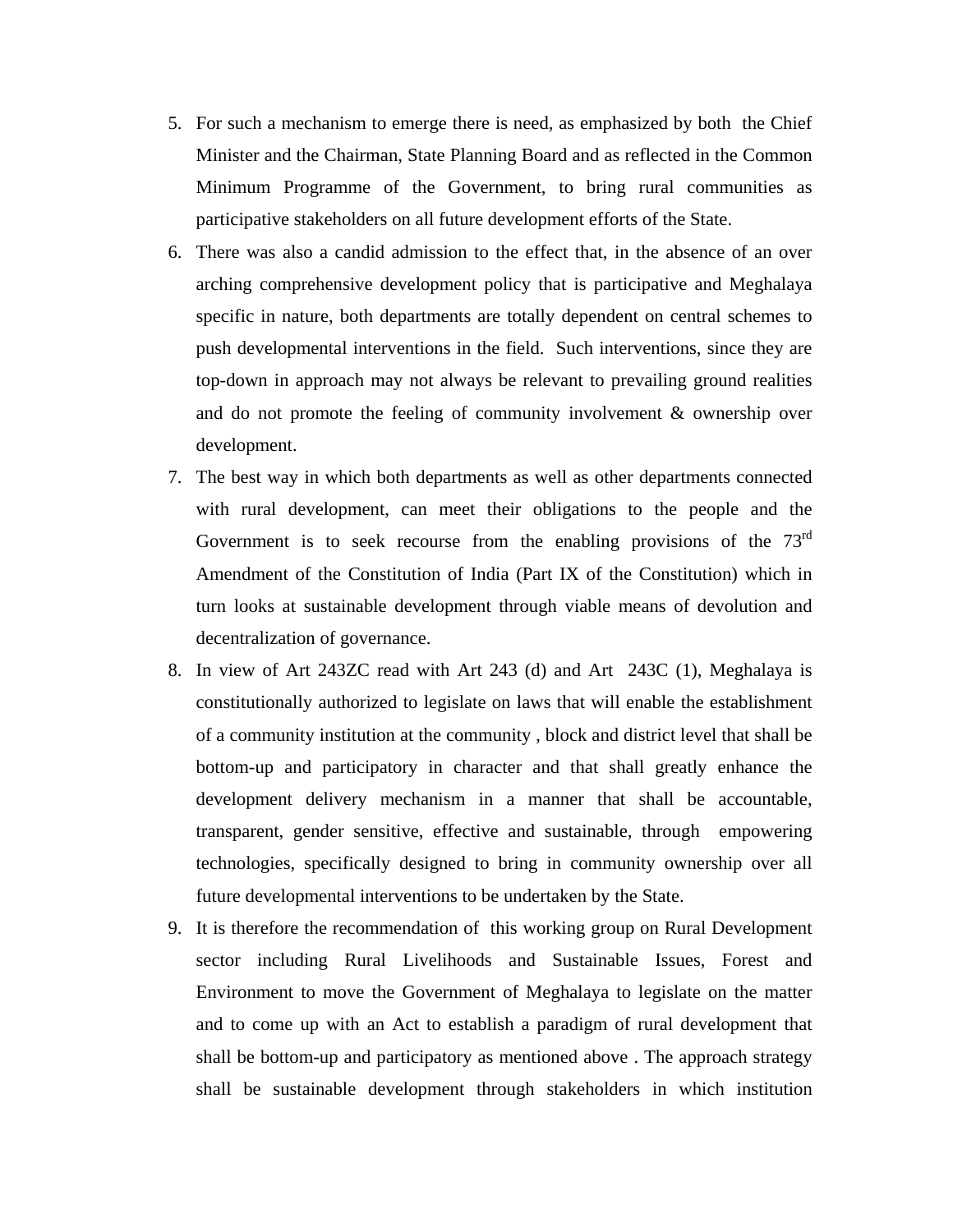5. For such a mechanism to emerge there is need, as emphasized by both the Chief Minister and the Chairman, State Planning Board and as reflected in the Common Minimum Programme of the Government, to bring rural communities as participative stakeholders on all future development efforts of the State.
6. There was also a candid admission to the effect that, in the absence of an over arching comprehensive development policy that is participative and Meghalaya specific in nature, both departments are totally dependent on central schemes to push developmental interventions in the field. Such interventions, since they are top-down in approach may not always be relevant to prevailing ground realities and do not promote the feeling of community involvement & ownership over development.
7. The best way in which both departments as well as other departments connected with rural development, can meet their obligations to the people and the Government is to seek recourse from the enabling provisions of the 73rd Amendment of the Constitution of India (Part IX of the Constitution) which in turn looks at sustainable development through viable means of devolution and decentralization of governance.
8. In view of Art 243ZC read with Art 243 (d) and Art 243C (1), Meghalaya is constitutionally authorized to legislate on laws that will enable the establishment of a community institution at the community , block and district level that shall be bottom-up and participatory in character and that shall greatly enhance the development delivery mechanism in a manner that shall be accountable, transparent, gender sensitive, effective and sustainable, through empowering technologies, specifically designed to bring in community ownership over all future developmental interventions to be undertaken by the State.
9. It is therefore the recommendation of this working group on Rural Development sector including Rural Livelihoods and Sustainable Issues, Forest and Environment to move the Government of Meghalaya to legislate on the matter and to come up with an Act to establish a paradigm of rural development that shall be bottom-up and participatory as mentioned above . The approach strategy shall be sustainable development through stakeholders in which institution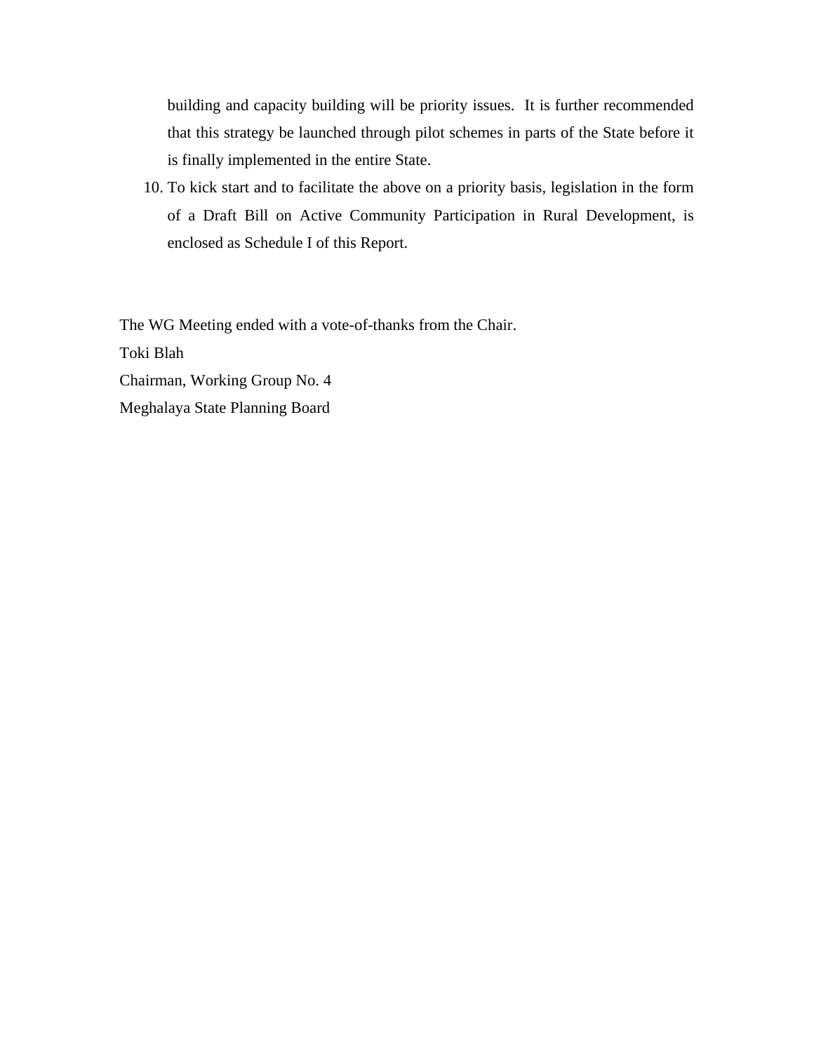building and capacity building will be priority issues. It is further recommended that this strategy be launched through pilot schemes in parts of the State before it is finally implemented in the entire State.

10. To kick start and to facilitate the above on a priority basis, legislation in the form of a Draft Bill on Active Community Participation in Rural Development, is enclosed as Schedule I of this Report.

The WG Meeting ended with a vote-of-thanks from the Chair.

Toki Blah

Chairman, Working Group No. 4

Meghalaya State Planning Board